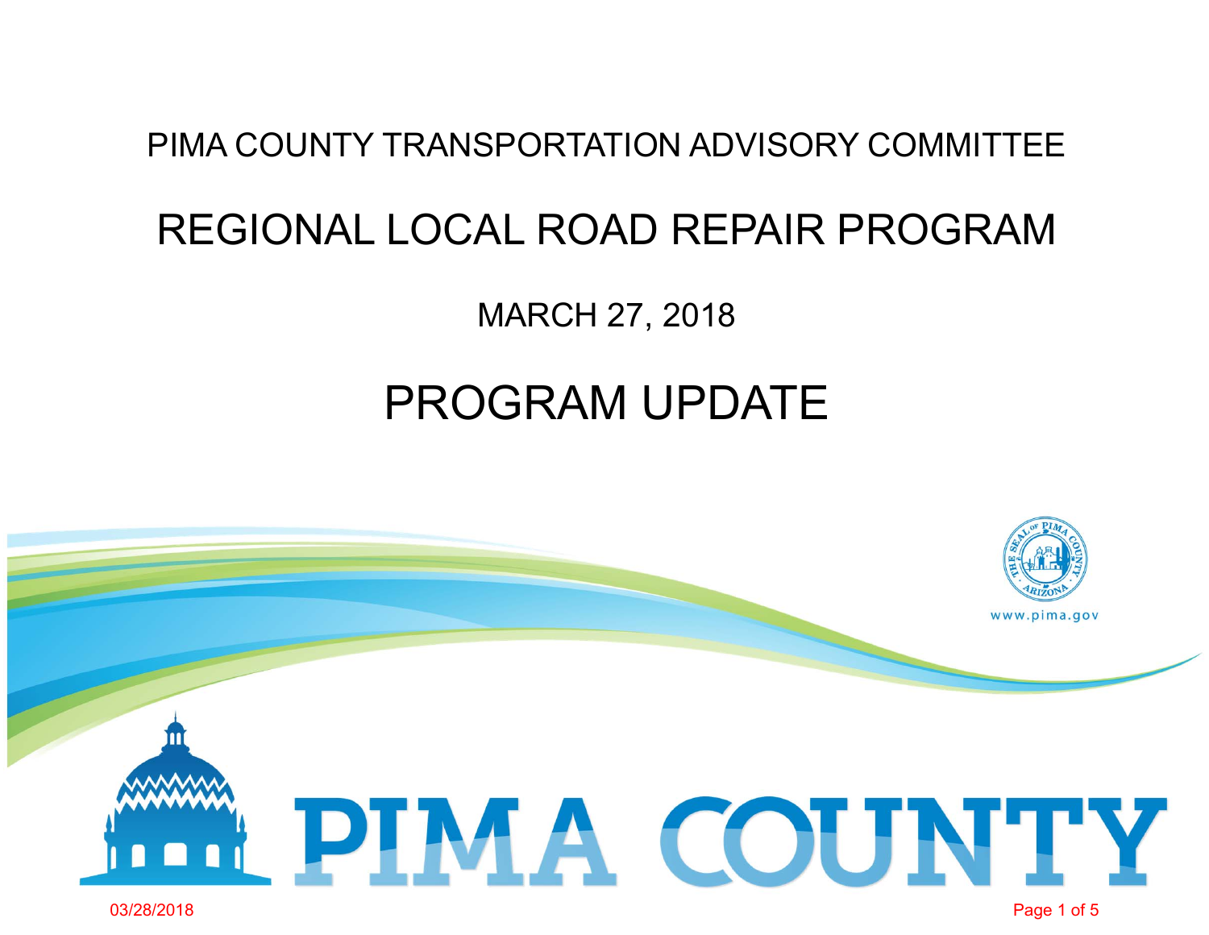PIMA COUNTY TRANSPORTATION ADVISORY COMMITTEE

# REGIONAL LOCAL ROAD REPAIR PROGRAM

MARCH 27, 2018

# PROGRAM UPDATE

www.pima.gov

PIMA COUNTY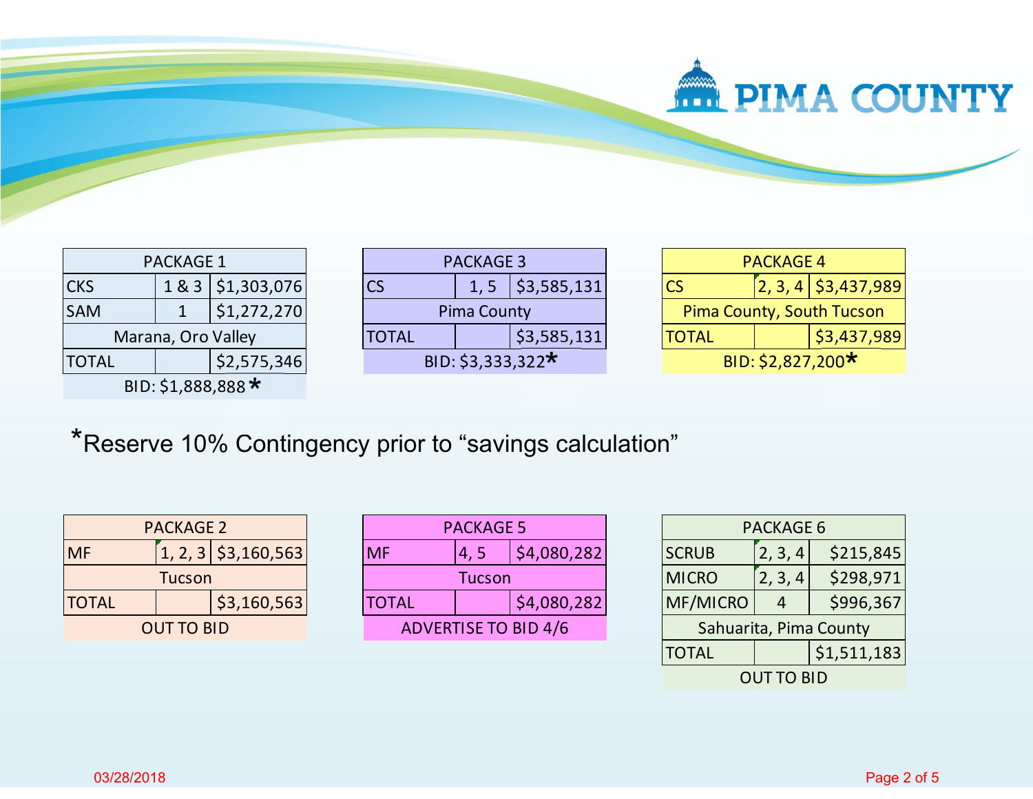| PACKAGE 1 | | |
|---|---|---|
| CKS | 1 & 3 | $1,303,076 |
| SAM | 1 | $1,272,270 |
| Marana, Oro Valley | | |
| TOTAL | | $2,575,346 |
| BID: $1,888,888 * | | |

| PACKAGE 3 | | |
|---|---|---|
| CS | 1, 5 | $3,585,131 |
| Pima County | | |
| TOTAL | | $3,585,131 |
| BID: $3,333,322* | | |

| PACKAGE 4 | | |
|---|---|---|
| CS | 2, 3, 4 | $3,437,989 |
| Pima County, South Tucson | | |
| TOTAL | | $3,437,989 |
| BID: $2,827,200* | | |

*Reserve 10% Contingency prior to "savings calculation"

| PACKAGE 2 | | |
|---|---|---|
| MF | 1, 2, 3 | $3,160,563 |
| Tucson | | |
| TOTAL | | $3,160,563 |
| OUT TO BID | | |

| PACKAGE 5 | | |
|---|---|---|
| MF | 4, 5 | $4,080,282 |
| Tucson | | |
| TOTAL | | $4,080,282 |
| ADVERTISE TO BID 4/6 | | |

| PACKAGE 6 | | |
|---|---|---|
| SCRUB | 2, 3, 4 | $215,845 |
| MICRO | 2, 3, 4 | $298,971 |
| MF/MICRO | 4 | $996,367 |
| Sahuarita, Pima County | | |
| TOTAL | | $1,511,183 |
| OUT TO BID | | |

03/28/2018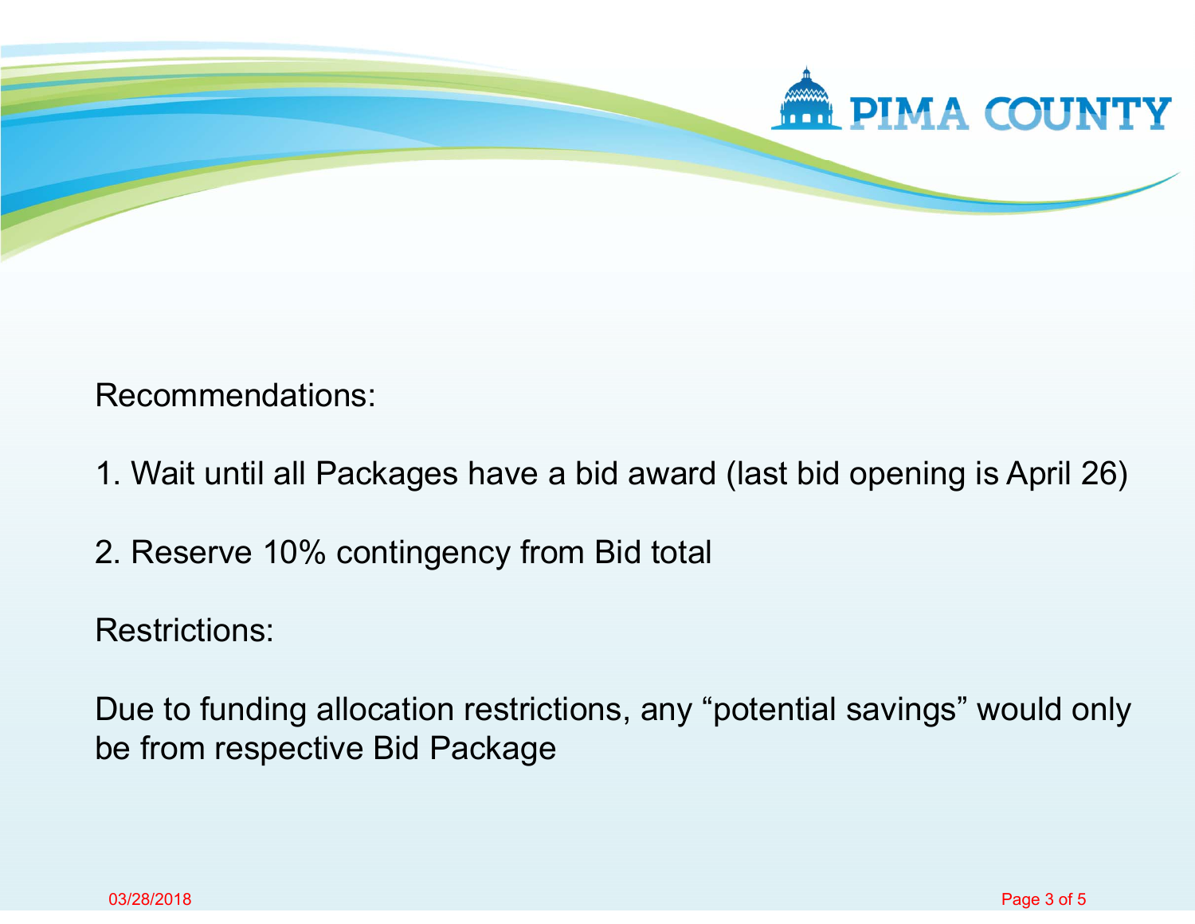Recommendations:

1. Wait until all Packages have a bid award (last bid opening is April 26)

2. Reserve 10% contingency from Bid total

Restrictions:

Due to funding allocation restrictions, any "potential savings" would only be from respective Bid Package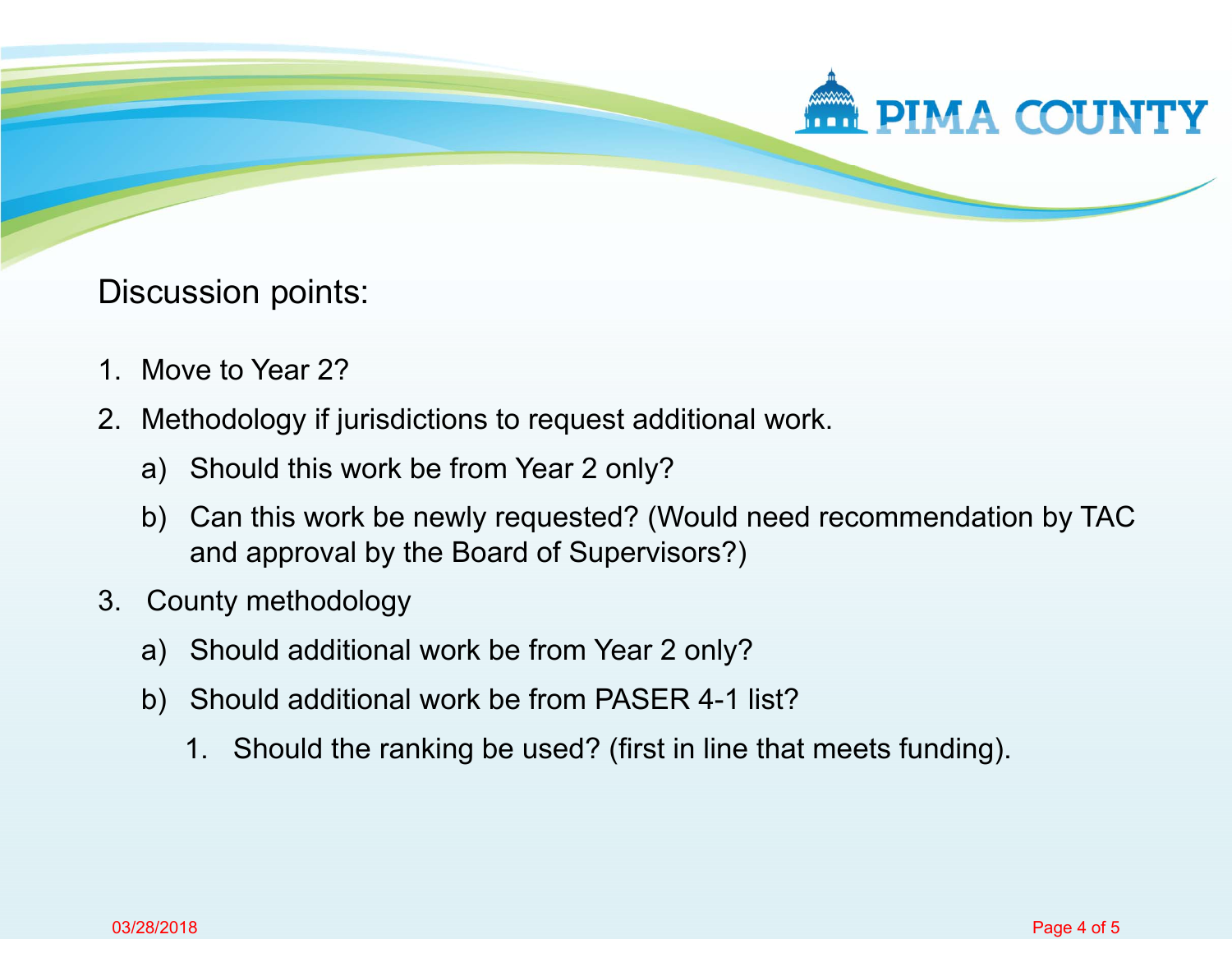Discussion points:

1. Move to Year 2?
2. Methodology if jurisdictions to request additional work.
   a) Should this work be from Year 2 only?
   b) Can this work be newly requested? (Would need recommendation by TAC and approval by the Board of Supervisors?)
3. County methodology
   a) Should additional work be from Year 2 only?
   b) Should additional work be from PASER 4-1 list?
      1. Should the ranking be used? (first in line that meets funding).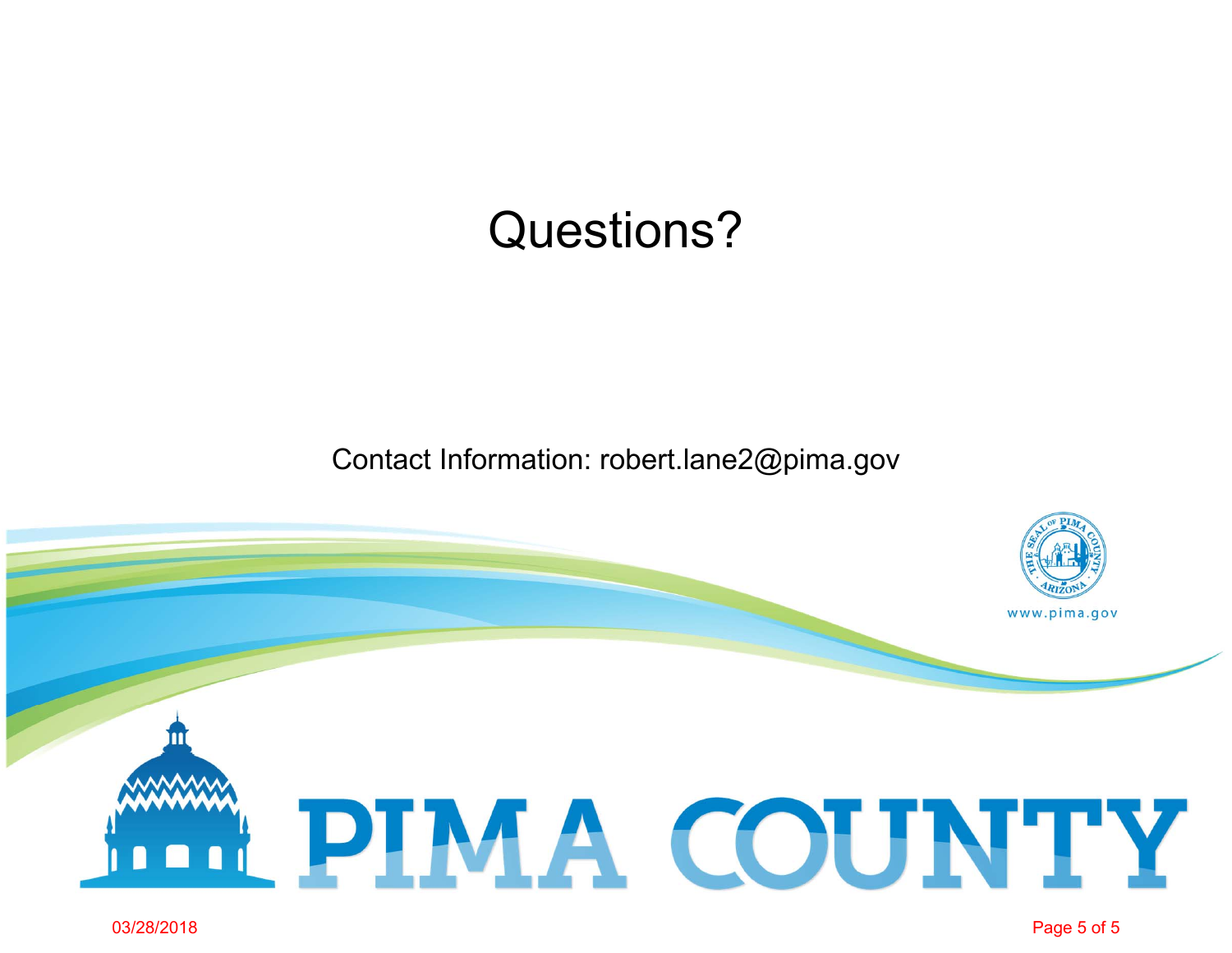# Questions?

Contact Information: robert.lane2@pima.gov

www.pima.gov

PIMA COUNTY